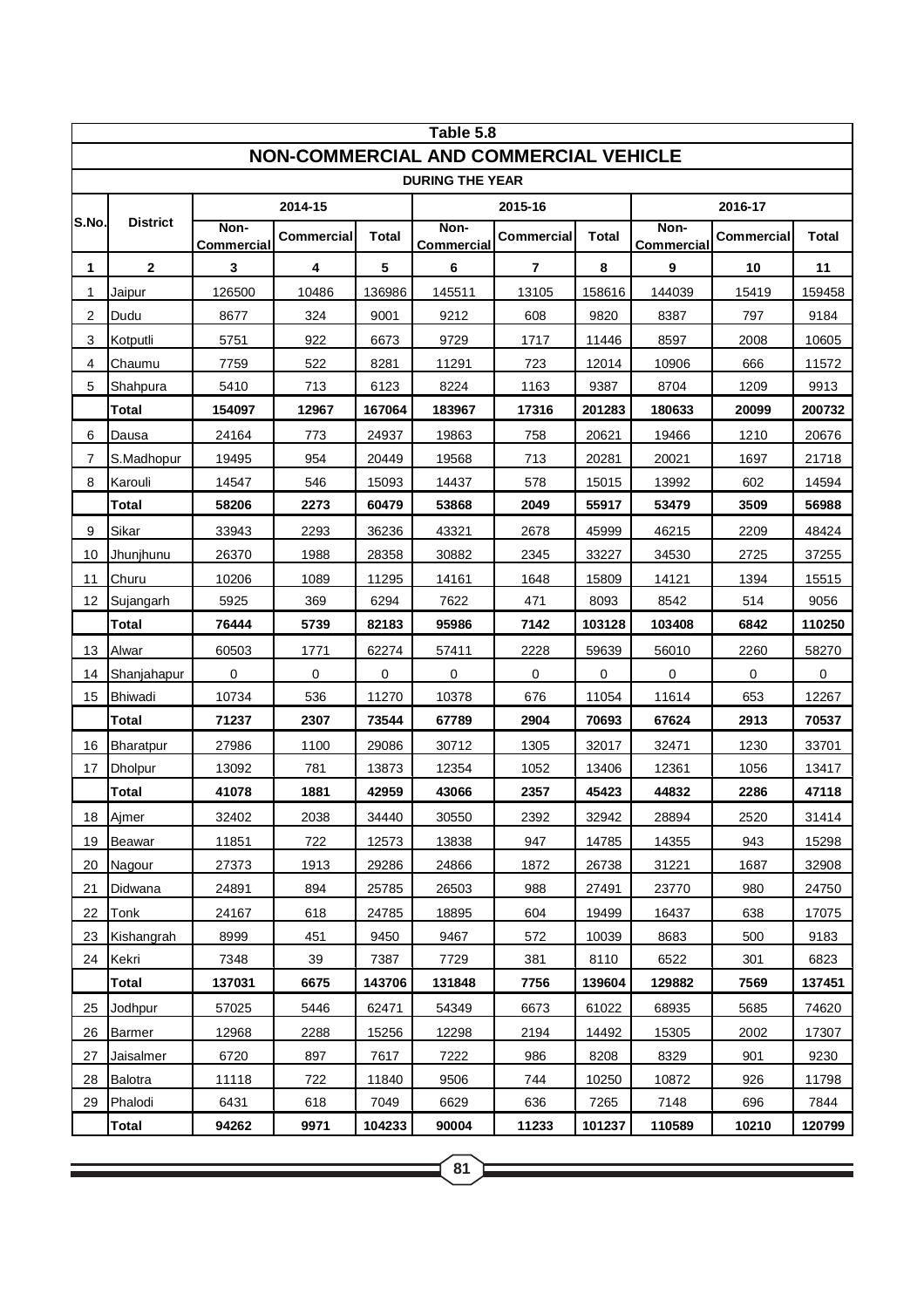## Table 5.8

## NON-COMMERCIAL AND COMMERCIAL VEHICLE

### DURING THE YEAR

| S.No. | District | 2014-15 | | | 2015-16 | | | 2016-17 | | |
|---|---|---|---|---|---|---|---|---|---|---|
| | | Non-Commercial | Commercial | Total | Non-Commercial | Commercial | Total | Non-Commercial | Commercial | Total |
| **1** | **2** | **3** | **4** | **5** | **6** | **7** | **8** | **9** | **10** | **11** |
| 1 | Jaipur | 126500 | 10486 | 136986 | 145511 | 13105 | 158616 | 144039 | 15419 | 159458 |
| 2 | Dudu | 8677 | 324 | 9001 | 9212 | 608 | 9820 | 8387 | 797 | 9184 |
| 3 | Kotputli | 5751 | 922 | 6673 | 9729 | 1717 | 11446 | 8597 | 2008 | 10605 |
| 4 | Chaumu | 7759 | 522 | 8281 | 11291 | 723 | 12014 | 10906 | 666 | 11572 |
| 5 | Shahpura | 5410 | 713 | 6123 | 8224 | 1163 | 9387 | 8704 | 1209 | 9913 |
| | **Total** | **154097** | **12967** | **167064** | **183967** | **17316** | **201283** | **180633** | **20099** | **200732** |
| 6 | Dausa | 24164 | 773 | 24937 | 19863 | 758 | 20621 | 19466 | 1210 | 20676 |
| 7 | S.Madhopur | 19495 | 954 | 20449 | 19568 | 713 | 20281 | 20021 | 1697 | 21718 |
| 8 | Karouli | 14547 | 546 | 15093 | 14437 | 578 | 15015 | 13992 | 602 | 14594 |
| | **Total** | **58206** | **2273** | **60479** | **53868** | **2049** | **55917** | **53479** | **3509** | **56988** |
| 9 | Sikar | 33943 | 2293 | 36236 | 43321 | 2678 | 45999 | 46215 | 2209 | 48424 |
| 10 | Jhunjhunu | 26370 | 1988 | 28358 | 30882 | 2345 | 33227 | 34530 | 2725 | 37255 |
| 11 | Churu | 10206 | 1089 | 11295 | 14161 | 1648 | 15809 | 14121 | 1394 | 15515 |
| 12 | Sujangarh | 5925 | 369 | 6294 | 7622 | 471 | 8093 | 8542 | 514 | 9056 |
| | **Total** | **76444** | **5739** | **82183** | **95986** | **7142** | **103128** | **103408** | **6842** | **110250** |
| 13 | Alwar | 60503 | 1771 | 62274 | 57411 | 2228 | 59639 | 56010 | 2260 | 58270 |
| 14 | Shanjahapur | 0 | 0 | 0 | 0 | 0 | 0 | 0 | 0 | 0 |
| 15 | Bhiwadi | 10734 | 536 | 11270 | 10378 | 676 | 11054 | 11614 | 653 | 12267 |
| | **Total** | **71237** | **2307** | **73544** | **67789** | **2904** | **70693** | **67624** | **2913** | **70537** |
| 16 | Bharatpur | 27986 | 1100 | 29086 | 30712 | 1305 | 32017 | 32471 | 1230 | 33701 |
| 17 | Dholpur | 13092 | 781 | 13873 | 12354 | 1052 | 13406 | 12361 | 1056 | 13417 |
| | **Total** | **41078** | **1881** | **42959** | **43066** | **2357** | **45423** | **44832** | **2286** | **47118** |
| 18 | Ajmer | 32402 | 2038 | 34440 | 30550 | 2392 | 32942 | 28894 | 2520 | 31414 |
| 19 | Beawar | 11851 | 722 | 12573 | 13838 | 947 | 14785 | 14355 | 943 | 15298 |
| 20 | Nagour | 27373 | 1913 | 29286 | 24866 | 1872 | 26738 | 31221 | 1687 | 32908 |
| 21 | Didwana | 24891 | 894 | 25785 | 26503 | 988 | 27491 | 23770 | 980 | 24750 |
| 22 | Tonk | 24167 | 618 | 24785 | 18895 | 604 | 19499 | 16437 | 638 | 17075 |
| 23 | Kishangrah | 8999 | 451 | 9450 | 9467 | 572 | 10039 | 8683 | 500 | 9183 |
| 24 | Kekri | 7348 | 39 | 7387 | 7729 | 381 | 8110 | 6522 | 301 | 6823 |
| | **Total** | **137031** | **6675** | **143706** | **131848** | **7756** | **139604** | **129882** | **7569** | **137451** |
| 25 | Jodhpur | 57025 | 5446 | 62471 | 54349 | 6673 | 61022 | 68935 | 5685 | 74620 |
| 26 | Barmer | 12968 | 2288 | 15256 | 12298 | 2194 | 14492 | 15305 | 2002 | 17307 |
| 27 | Jaisalmer | 6720 | 897 | 7617 | 7222 | 986 | 8208 | 8329 | 901 | 9230 |
| 28 | Balotra | 11118 | 722 | 11840 | 9506 | 744 | 10250 | 10872 | 926 | 11798 |
| 29 | Phalodi | 6431 | 618 | 7049 | 6629 | 636 | 7265 | 7148 | 696 | 7844 |
| | **Total** | **94262** | **9971** | **104233** | **90004** | **11233** | **101237** | **110589** | **10210** | **120799** |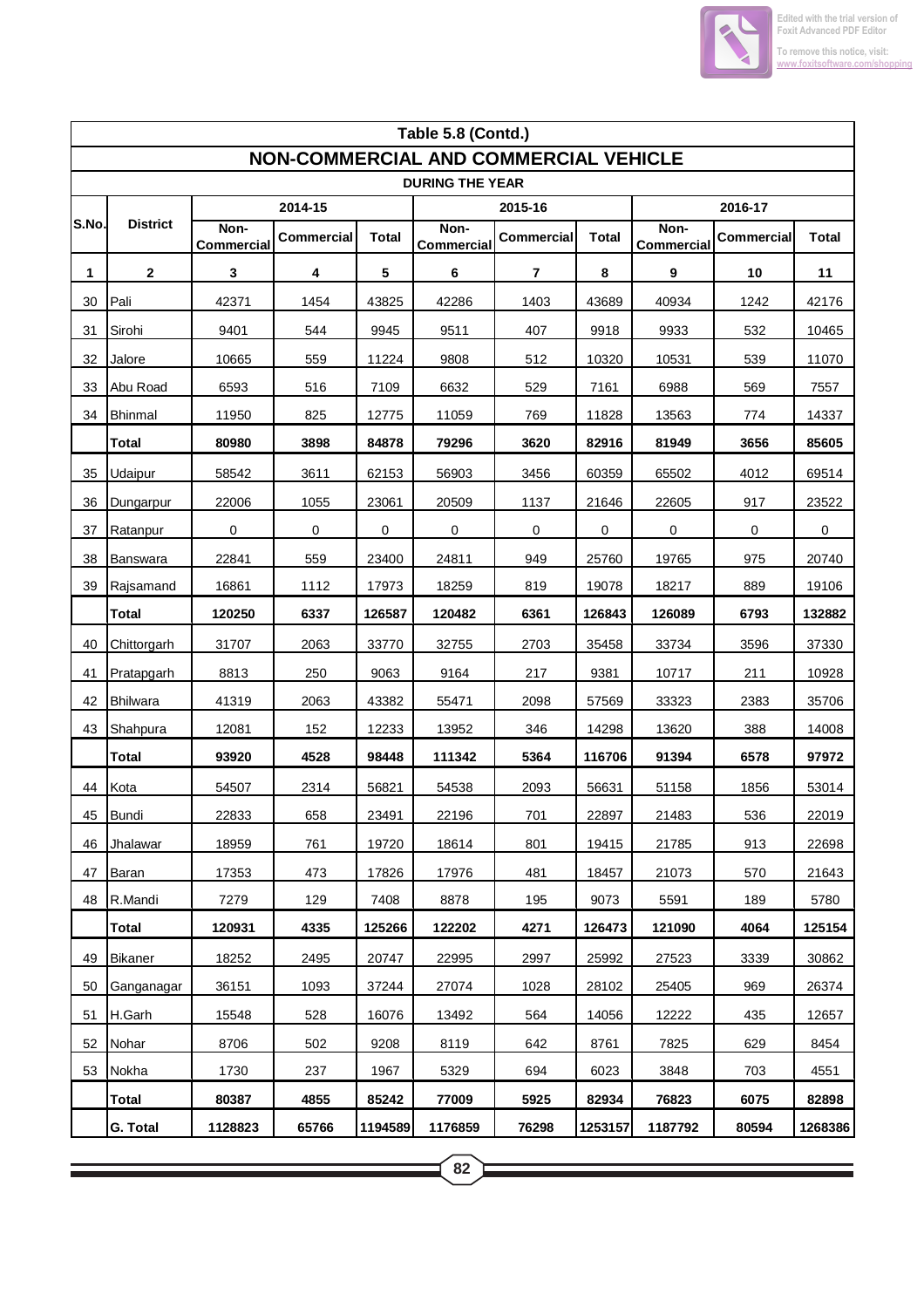## Table 5.8 (Contd.)

## NON-COMMERCIAL AND COMMERCIAL VEHICLE

### DURING THE YEAR

| S.No. | District | 2014-15 | | | 2015-16 | | | 2016-17 | | |
|---|---|---|---|---|---|---|---|---|---|---|
| | | Non-Commercial | Commercial | Total | Non-Commercial | Commercial | Total | Non-Commercial | Commercial | Total |
| **1** | **2** | **3** | **4** | **5** | **6** | **7** | **8** | **9** | **10** | **11** |
| 30 | Pali | 42371 | 1454 | 43825 | 42286 | 1403 | 43689 | 40934 | 1242 | 42176 |
| 31 | Sirohi | 9401 | 544 | 9945 | 9511 | 407 | 9918 | 9933 | 532 | 10465 |
| 32 | Jalore | 10665 | 559 | 11224 | 9808 | 512 | 10320 | 10531 | 539 | 11070 |
| 33 | Abu Road | 6593 | 516 | 7109 | 6632 | 529 | 7161 | 6988 | 569 | 7557 |
| 34 | Bhinmal | 11950 | 825 | 12775 | 11059 | 769 | 11828 | 13563 | 774 | 14337 |
| | **Total** | **80980** | **3898** | **84878** | **79296** | **3620** | **82916** | **81949** | **3656** | **85605** |
| 35 | Udaipur | 58542 | 3611 | 62153 | 56903 | 3456 | 60359 | 65502 | 4012 | 69514 |
| 36 | Dungarpur | 22006 | 1055 | 23061 | 20509 | 1137 | 21646 | 22605 | 917 | 23522 |
| 37 | Ratanpur | 0 | 0 | 0 | 0 | 0 | 0 | 0 | 0 | 0 |
| 38 | Banswara | 22841 | 559 | 23400 | 24811 | 949 | 25760 | 19765 | 975 | 20740 |
| 39 | Rajsamand | 16861 | 1112 | 17973 | 18259 | 819 | 19078 | 18217 | 889 | 19106 |
| | **Total** | **120250** | **6337** | **126587** | **120482** | **6361** | **126843** | **126089** | **6793** | **132882** |
| 40 | Chittorgarh | 31707 | 2063 | 33770 | 32755 | 2703 | 35458 | 33734 | 3596 | 37330 |
| 41 | Pratapgarh | 8813 | 250 | 9063 | 9164 | 217 | 9381 | 10717 | 211 | 10928 |
| 42 | Bhilwara | 41319 | 2063 | 43382 | 55471 | 2098 | 57569 | 33323 | 2383 | 35706 |
| 43 | Shahpura | 12081 | 152 | 12233 | 13952 | 346 | 14298 | 13620 | 388 | 14008 |
| | **Total** | **93920** | **4528** | **98448** | **111342** | **5364** | **116706** | **91394** | **6578** | **97972** |
| 44 | Kota | 54507 | 2314 | 56821 | 54538 | 2093 | 56631 | 51158 | 1856 | 53014 |
| 45 | Bundi | 22833 | 658 | 23491 | 22196 | 701 | 22897 | 21483 | 536 | 22019 |
| 46 | Jhalawar | 18959 | 761 | 19720 | 18614 | 801 | 19415 | 21785 | 913 | 22698 |
| 47 | Baran | 17353 | 473 | 17826 | 17976 | 481 | 18457 | 21073 | 570 | 21643 |
| 48 | R.Mandi | 7279 | 129 | 7408 | 8878 | 195 | 9073 | 5591 | 189 | 5780 |
| | **Total** | **120931** | **4335** | **125266** | **122202** | **4271** | **126473** | **121090** | **4064** | **125154** |
| 49 | Bikaner | 18252 | 2495 | 20747 | 22995 | 2997 | 25992 | 27523 | 3339 | 30862 |
| 50 | Ganganagar | 36151 | 1093 | 37244 | 27074 | 1028 | 28102 | 25405 | 969 | 26374 |
| 51 | H.Garh | 15548 | 528 | 16076 | 13492 | 564 | 14056 | 12222 | 435 | 12657 |
| 52 | Nohar | 8706 | 502 | 9208 | 8119 | 642 | 8761 | 7825 | 629 | 8454 |
| 53 | Nokha | 1730 | 237 | 1967 | 5329 | 694 | 6023 | 3848 | 703 | 4551 |
| | **Total** | **80387** | **4855** | **85242** | **77009** | **5925** | **82934** | **76823** | **6075** | **82898** |
| | **G. Total** | **1128823** | **65766** | **1194589** | **1176859** | **76298** | **1253157** | **1187792** | **80594** | **1268386** |